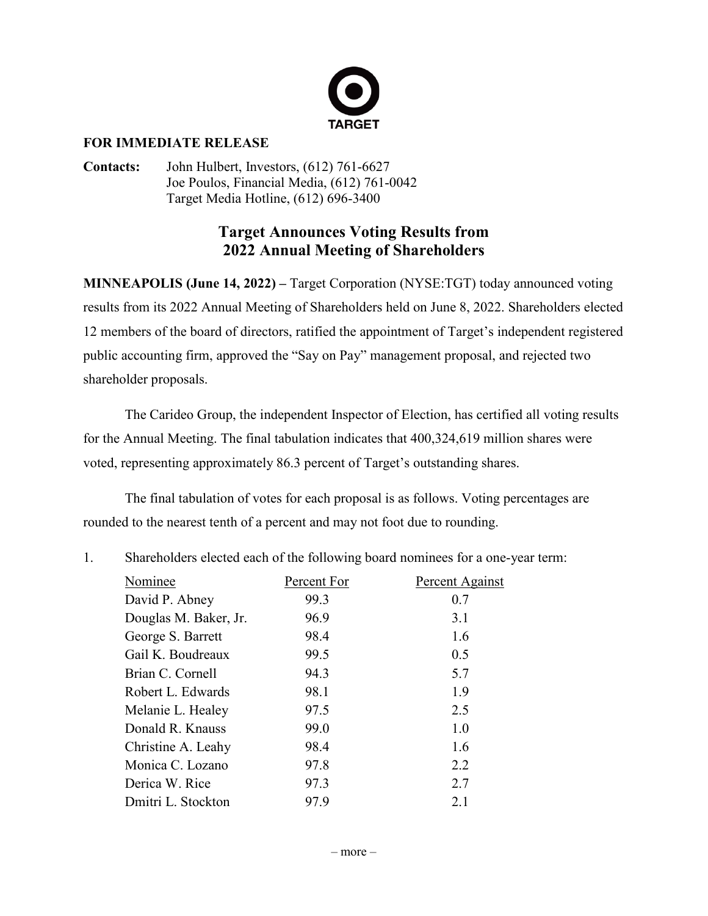TARGET

**FOR IMMEDIATE RELEASE**

**Contacts:** John Hulbert, Investors, (612) 761-6627
Joe Poulos, Financial Media, (612) 761-0042
Target Media Hotline, (612) 696-3400

# Target Announces Voting Results from 2022 Annual Meeting of Shareholders

**MINNEAPOLIS (June 14, 2022) –** Target Corporation (NYSE:TGT) today announced voting results from its 2022 Annual Meeting of Shareholders held on June 8, 2022. Shareholders elected 12 members of the board of directors, ratified the appointment of Target's independent registered public accounting firm, approved the "Say on Pay" management proposal, and rejected two shareholder proposals.

The Carideo Group, the independent Inspector of Election, has certified all voting results for the Annual Meeting. The final tabulation indicates that 400,324,619 million shares were voted, representing approximately 86.3 percent of Target's outstanding shares.

The final tabulation of votes for each proposal is as follows. Voting percentages are rounded to the nearest tenth of a percent and may not foot due to rounding.

1. Shareholders elected each of the following board nominees for a one-year term:

| Nominee | Percent For | Percent Against |
|---|---|---|
| David P. Abney | 99.3 | 0.7 |
| Douglas M. Baker, Jr. | 96.9 | 3.1 |
| George S. Barrett | 98.4 | 1.6 |
| Gail K. Boudreaux | 99.5 | 0.5 |
| Brian C. Cornell | 94.3 | 5.7 |
| Robert L. Edwards | 98.1 | 1.9 |
| Melanie L. Healey | 97.5 | 2.5 |
| Donald R. Knauss | 99.0 | 1.0 |
| Christine A. Leahy | 98.4 | 1.6 |
| Monica C. Lozano | 97.8 | 2.2 |
| Derica W. Rice | 97.3 | 2.7 |
| Dmitri L. Stockton | 97.9 | 2.1 |

– more –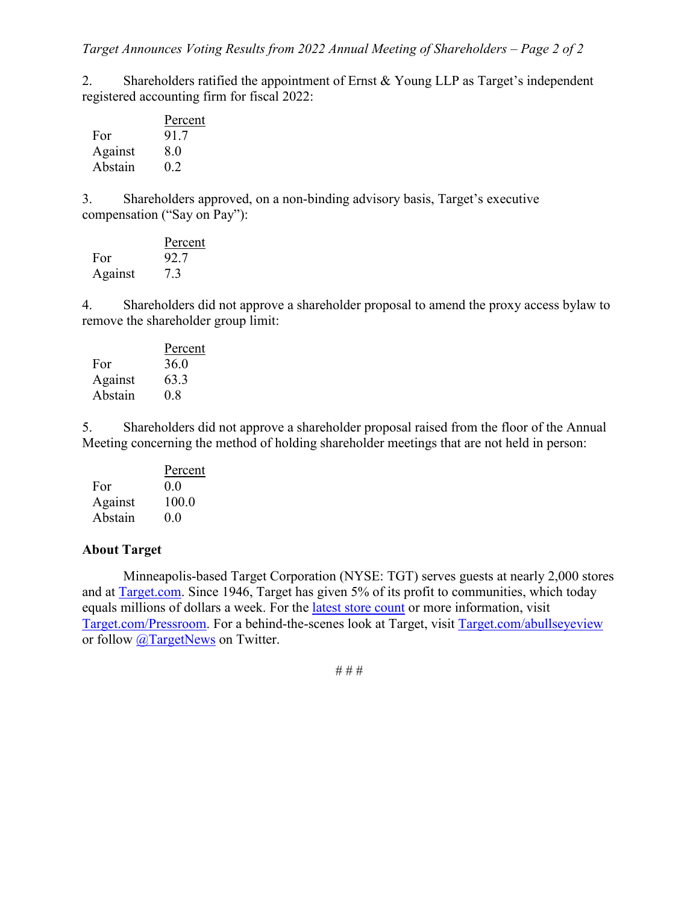2. Shareholders ratified the appointment of Ernst & Young LLP as Target's independent registered accounting firm for fiscal 2022:

| | Percent |
|---|---|
| For | 91.7 |
| Against | 8.0 |
| Abstain | 0.2 |

3. Shareholders approved, on a non-binding advisory basis, Target's executive compensation ("Say on Pay"):

| | Percent |
|---|---|
| For | 92.7 |
| Against | 7.3 |

4. Shareholders did not approve a shareholder proposal to amend the proxy access bylaw to remove the shareholder group limit:

| | Percent |
|---|---|
| For | 36.0 |
| Against | 63.3 |
| Abstain | 0.8 |

5. Shareholders did not approve a shareholder proposal raised from the floor of the Annual Meeting concerning the method of holding shareholder meetings that are not held in person:

| | Percent |
|---|---|
| For | 0.0 |
| Against | 100.0 |
| Abstain | 0.0 |

**About Target**

Minneapolis-based Target Corporation (NYSE: TGT) serves guests at nearly 2,000 stores and at Target.com. Since 1946, Target has given 5% of its profit to communities, which today equals millions of dollars a week. For the latest store count or more information, visit Target.com/Pressroom. For a behind-the-scenes look at Target, visit Target.com/abullseyeview or follow @TargetNews on Twitter.

# # #